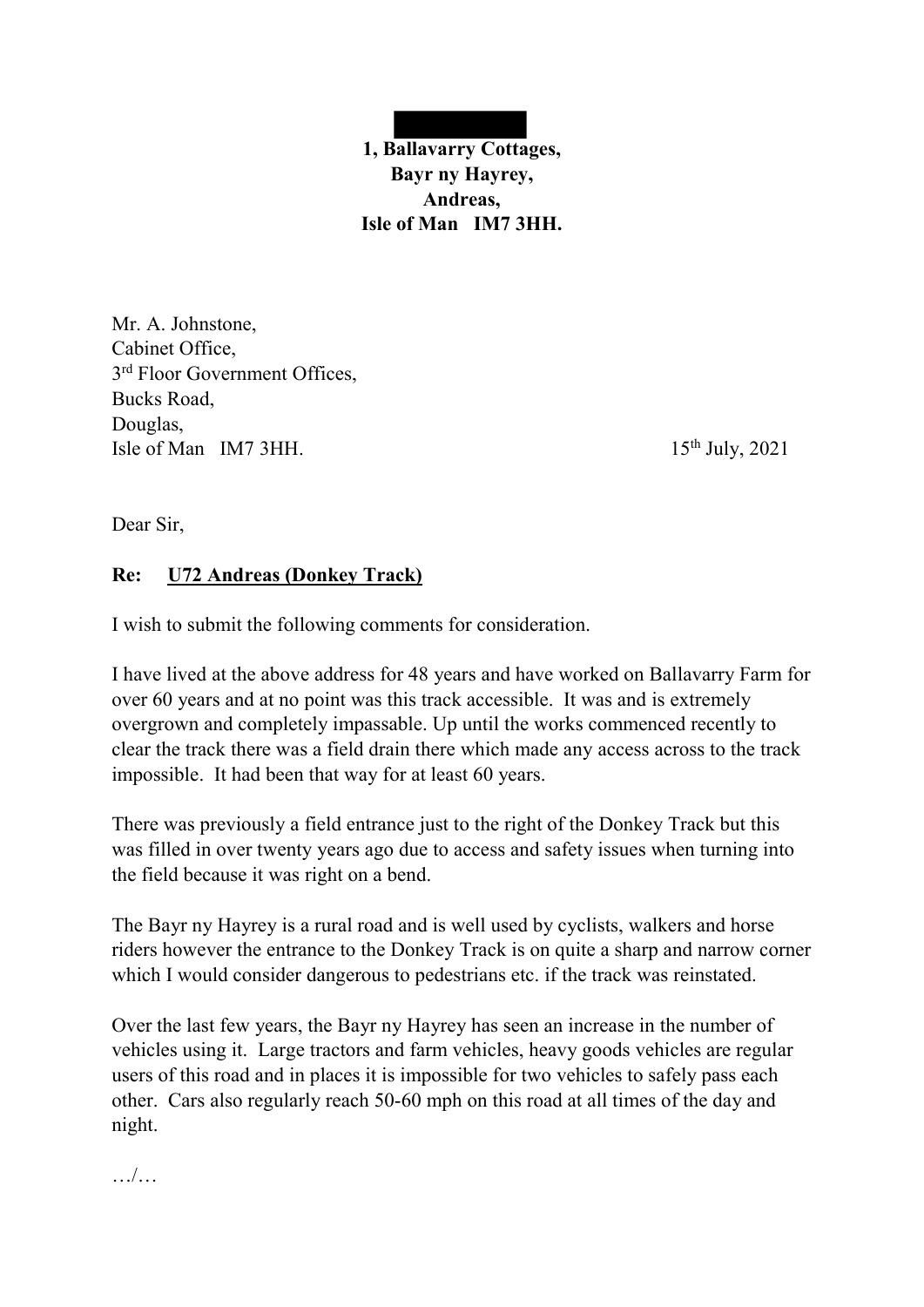**1, Ballavarry Cottages,**
**Bayr ny Hayrey,**
**Andreas,**
**Isle of Man IM7 3HH.**

Mr. A. Johnstone,
Cabinet Office,
3rd Floor Government Offices,
Bucks Road,
Douglas,
Isle of Man IM7 3HH.

15th July, 2021

Dear Sir,

**Re: U72 Andreas (Donkey Track)**

I wish to submit the following comments for consideration.

I have lived at the above address for 48 years and have worked on Ballavarry Farm for over 60 years and at no point was this track accessible. It was and is extremely overgrown and completely impassable. Up until the works commenced recently to clear the track there was a field drain there which made any access across to the track impossible. It had been that way for at least 60 years.

There was previously a field entrance just to the right of the Donkey Track but this was filled in over twenty years ago due to access and safety issues when turning into the field because it was right on a bend.

The Bayr ny Hayrey is a rural road and is well used by cyclists, walkers and horse riders however the entrance to the Donkey Track is on quite a sharp and narrow corner which I would consider dangerous to pedestrians etc. if the track was reinstated.

Over the last few years, the Bayr ny Hayrey has seen an increase in the number of vehicles using it. Large tractors and farm vehicles, heavy goods vehicles are regular users of this road and in places it is impossible for two vehicles to safely pass each other. Cars also regularly reach 50-60 mph on this road at all times of the day and night.

…/…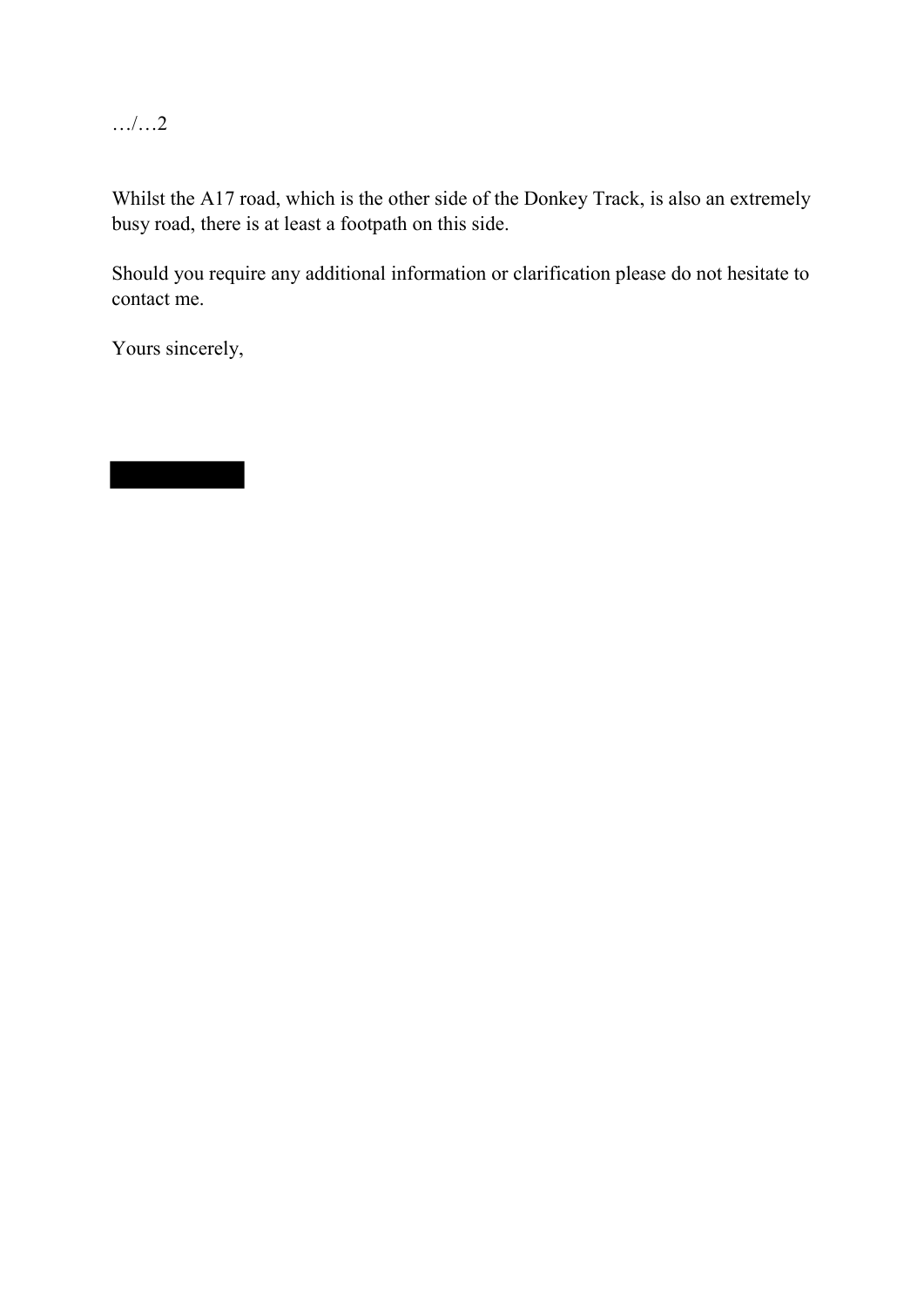…/…2

Whilst the A17 road, which is the other side of the Donkey Track, is also an extremely busy road, there is at least a footpath on this side.

Should you require any additional information or clarification please do not hesitate to contact me.

Yours sincerely,